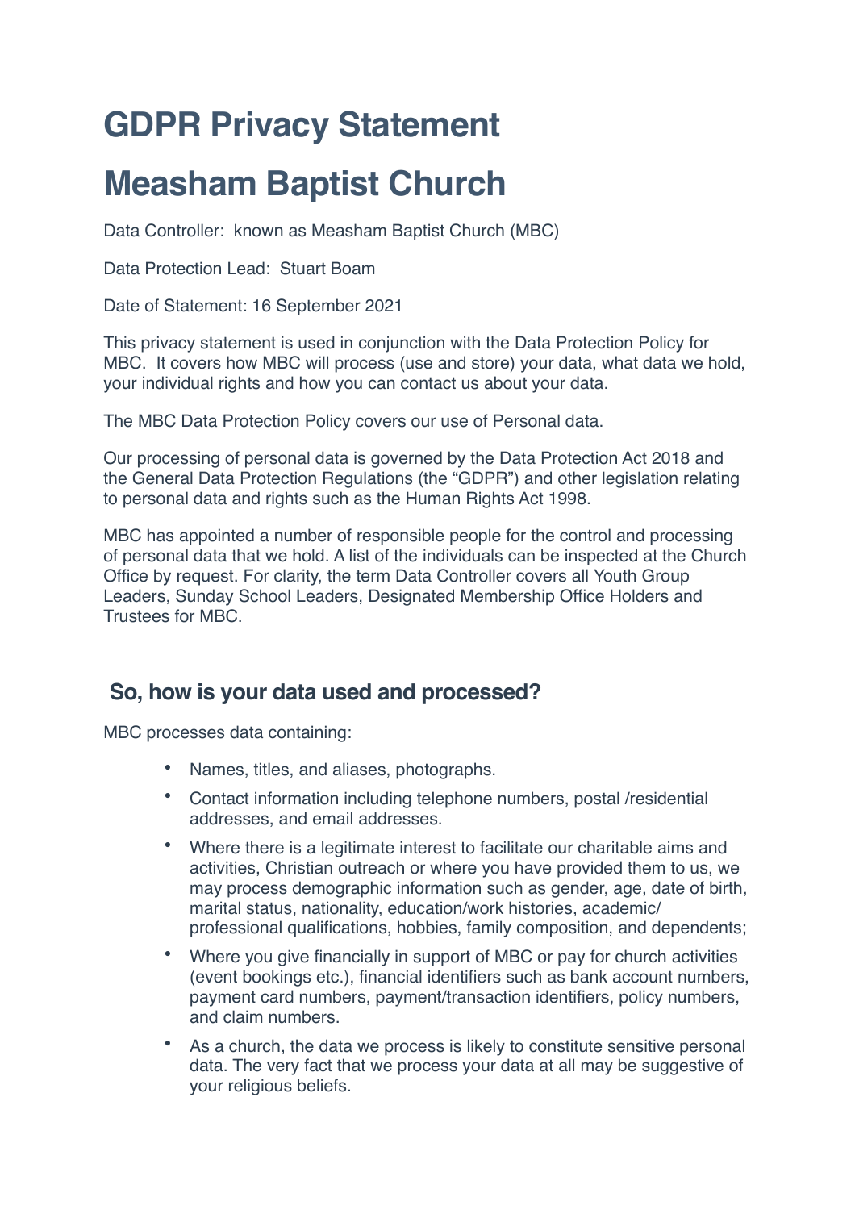# GDPR Privacy Statement

# Measham Baptist Church

Data Controller: known as Measham Baptist Church (MBC)

Data Protection Lead: Stuart Boam

Date of Statement: 16 September 2021

This privacy statement is used in conjunction with the Data Protection Policy for MBC. It covers how MBC will process (use and store) your data, what data we hold, your individual rights and how you can contact us about your data.

The MBC Data Protection Policy covers our use of Personal data.

Our processing of personal data is governed by the Data Protection Act 2018 and the General Data Protection Regulations (the "GDPR") and other legislation relating to personal data and rights such as the Human Rights Act 1998.

MBC has appointed a number of responsible people for the control and processing of personal data that we hold. A list of the individuals can be inspected at the Church Office by request. For clarity, the term Data Controller covers all Youth Group Leaders, Sunday School Leaders, Designated Membership Office Holders and Trustees for MBC.

## So, how is your data used and processed?

MBC processes data containing:

- Names, titles, and aliases, photographs.
- Contact information including telephone numbers, postal /residential addresses, and email addresses.
- Where there is a legitimate interest to facilitate our charitable aims and activities, Christian outreach or where you have provided them to us, we may process demographic information such as gender, age, date of birth, marital status, nationality, education/work histories, academic/ professional qualifications, hobbies, family composition, and dependents;
- Where you give financially in support of MBC or pay for church activities (event bookings etc.), financial identifiers such as bank account numbers, payment card numbers, payment/transaction identifiers, policy numbers, and claim numbers.
- As a church, the data we process is likely to constitute sensitive personal data. The very fact that we process your data at all may be suggestive of your religious beliefs.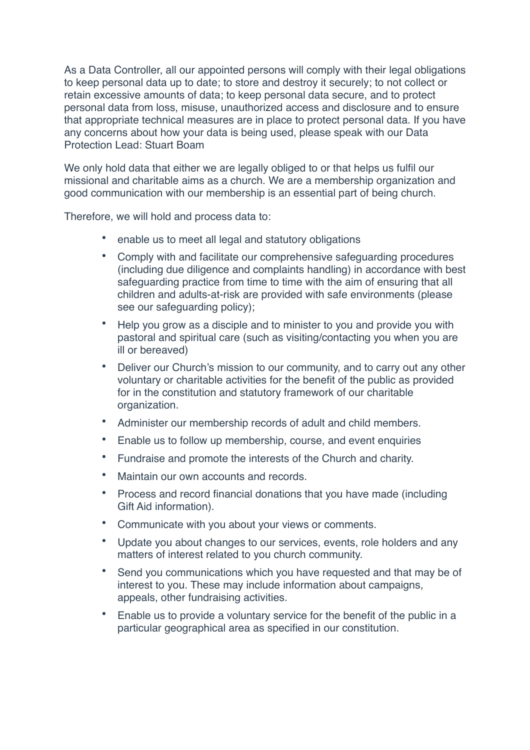As a Data Controller, all our appointed persons will comply with their legal obligations to keep personal data up to date; to store and destroy it securely; to not collect or retain excessive amounts of data; to keep personal data secure, and to protect personal data from loss, misuse, unauthorized access and disclosure and to ensure that appropriate technical measures are in place to protect personal data. If you have any concerns about how your data is being used, please speak with our Data Protection Lead: Stuart Boam

We only hold data that either we are legally obliged to or that helps us fulfil our missional and charitable aims as a church. We are a membership organization and good communication with our membership is an essential part of being church.

Therefore, we will hold and process data to:

- enable us to meet all legal and statutory obligations
- Comply with and facilitate our comprehensive safeguarding procedures (including due diligence and complaints handling) in accordance with best safeguarding practice from time to time with the aim of ensuring that all children and adults-at-risk are provided with safe environments (please see our safeguarding policy);
- Help you grow as a disciple and to minister to you and provide you with pastoral and spiritual care (such as visiting/contacting you when you are ill or bereaved)
- Deliver our Church's mission to our community, and to carry out any other voluntary or charitable activities for the benefit of the public as provided for in the constitution and statutory framework of our charitable organization.
- Administer our membership records of adult and child members.
- Enable us to follow up membership, course, and event enquiries
- Fundraise and promote the interests of the Church and charity.
- Maintain our own accounts and records.
- Process and record financial donations that you have made (including Gift Aid information).
- Communicate with you about your views or comments.
- Update you about changes to our services, events, role holders and any matters of interest related to you church community.
- Send you communications which you have requested and that may be of interest to you. These may include information about campaigns, appeals, other fundraising activities.
- Enable us to provide a voluntary service for the benefit of the public in a particular geographical area as specified in our constitution.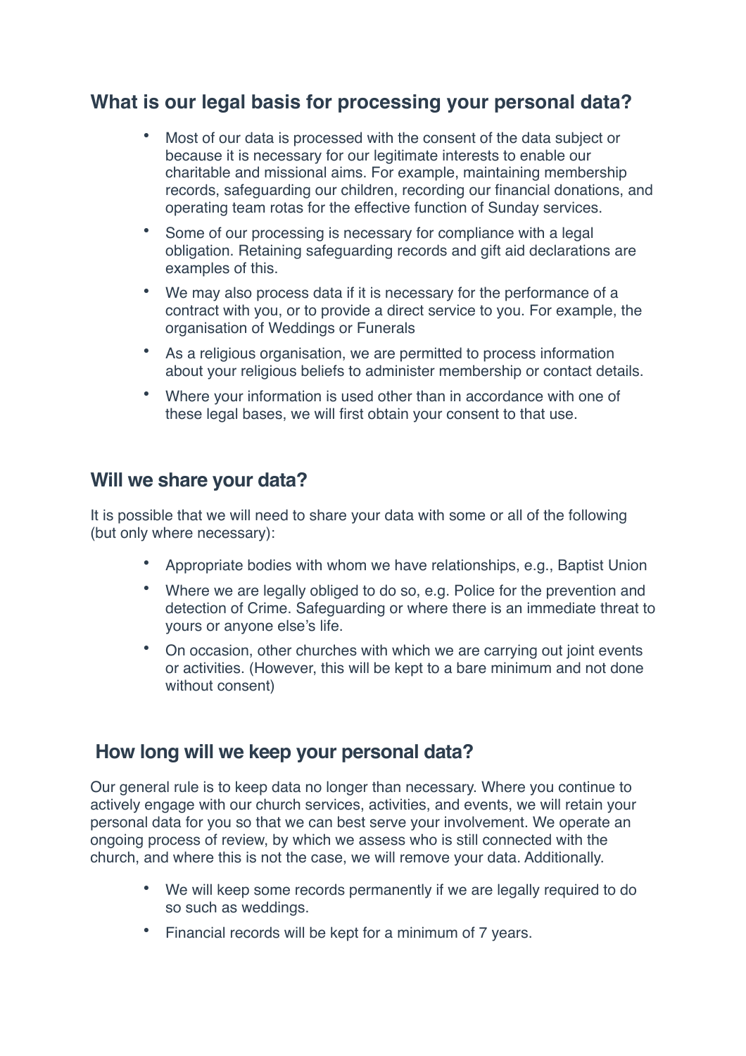## What is our legal basis for processing your personal data?

- Most of our data is processed with the consent of the data subject or because it is necessary for our legitimate interests to enable our charitable and missional aims. For example, maintaining membership records, safeguarding our children, recording our financial donations, and operating team rotas for the effective function of Sunday services.
- Some of our processing is necessary for compliance with a legal obligation. Retaining safeguarding records and gift aid declarations are examples of this.
- We may also process data if it is necessary for the performance of a contract with you, or to provide a direct service to you. For example, the organisation of Weddings or Funerals
- As a religious organisation, we are permitted to process information about your religious beliefs to administer membership or contact details.
- Where your information is used other than in accordance with one of these legal bases, we will first obtain your consent to that use.

## Will we share your data?

It is possible that we will need to share your data with some or all of the following (but only where necessary):

- Appropriate bodies with whom we have relationships, e.g., Baptist Union
- Where we are legally obliged to do so, e.g. Police for the prevention and detection of Crime. Safeguarding or where there is an immediate threat to yours or anyone else's life.
- On occasion, other churches with which we are carrying out joint events or activities. (However, this will be kept to a bare minimum and not done without consent)

## How long will we keep your personal data?

Our general rule is to keep data no longer than necessary. Where you continue to actively engage with our church services, activities, and events, we will retain your personal data for you so that we can best serve your involvement. We operate an ongoing process of review, by which we assess who is still connected with the church, and where this is not the case, we will remove your data. Additionally.

- We will keep some records permanently if we are legally required to do so such as weddings.
- Financial records will be kept for a minimum of 7 years.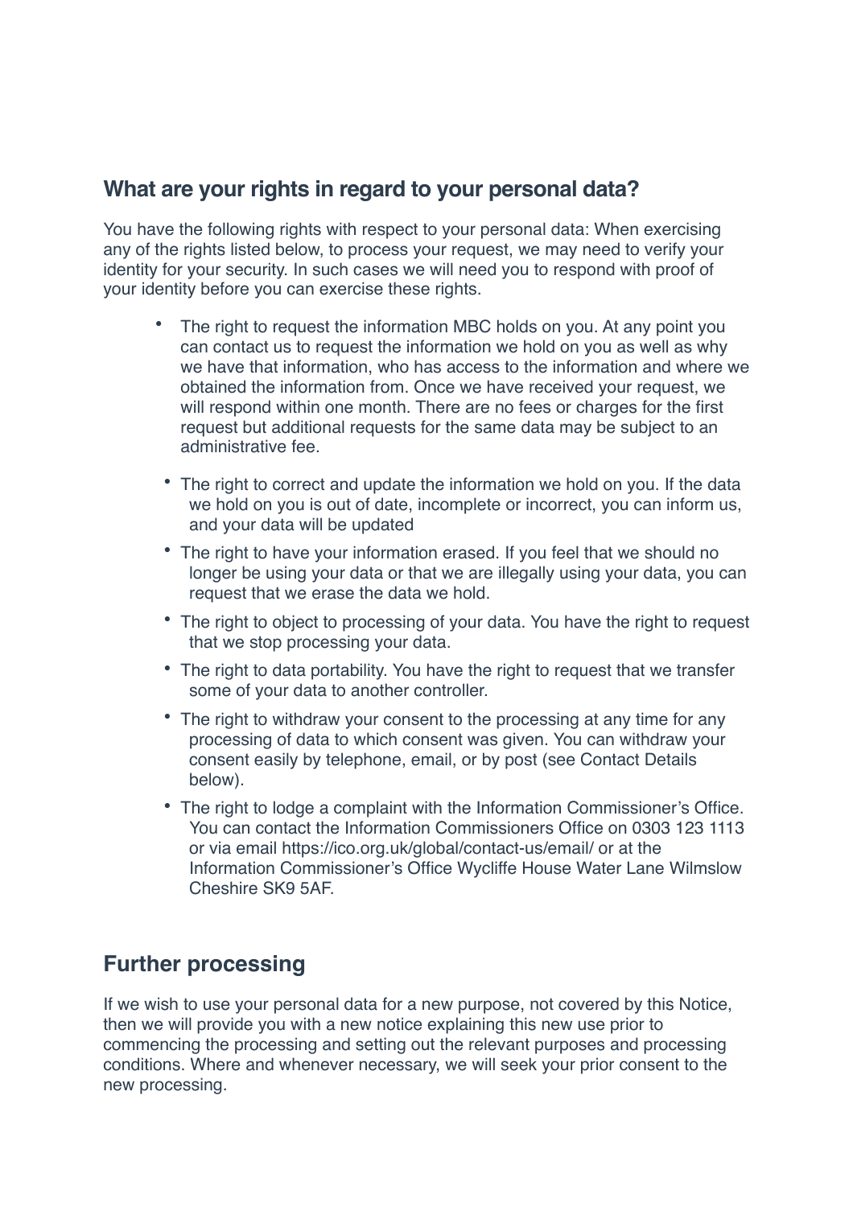## What are your rights in regard to your personal data?

You have the following rights with respect to your personal data: When exercising any of the rights listed below, to process your request, we may need to verify your identity for your security. In such cases we will need you to respond with proof of your identity before you can exercise these rights.

- The right to request the information MBC holds on you. At any point you can contact us to request the information we hold on you as well as why we have that information, who has access to the information and where we obtained the information from. Once we have received your request, we will respond within one month. There are no fees or charges for the first request but additional requests for the same data may be subject to an administrative fee.
- The right to correct and update the information we hold on you. If the data we hold on you is out of date, incomplete or incorrect, you can inform us, and your data will be updated
- The right to have your information erased. If you feel that we should no longer be using your data or that we are illegally using your data, you can request that we erase the data we hold.
- The right to object to processing of your data. You have the right to request that we stop processing your data.
- The right to data portability. You have the right to request that we transfer some of your data to another controller.
- The right to withdraw your consent to the processing at any time for any processing of data to which consent was given. You can withdraw your consent easily by telephone, email, or by post (see Contact Details below).
- The right to lodge a complaint with the Information Commissioner's Office. You can contact the Information Commissioners Office on 0303 123 1113 or via email https://ico.org.uk/global/contact-us/email/ or at the Information Commissioner's Office Wycliffe House Water Lane Wilmslow Cheshire SK9 5AF.

## Further processing

If we wish to use your personal data for a new purpose, not covered by this Notice, then we will provide you with a new notice explaining this new use prior to commencing the processing and setting out the relevant purposes and processing conditions. Where and whenever necessary, we will seek your prior consent to the new processing.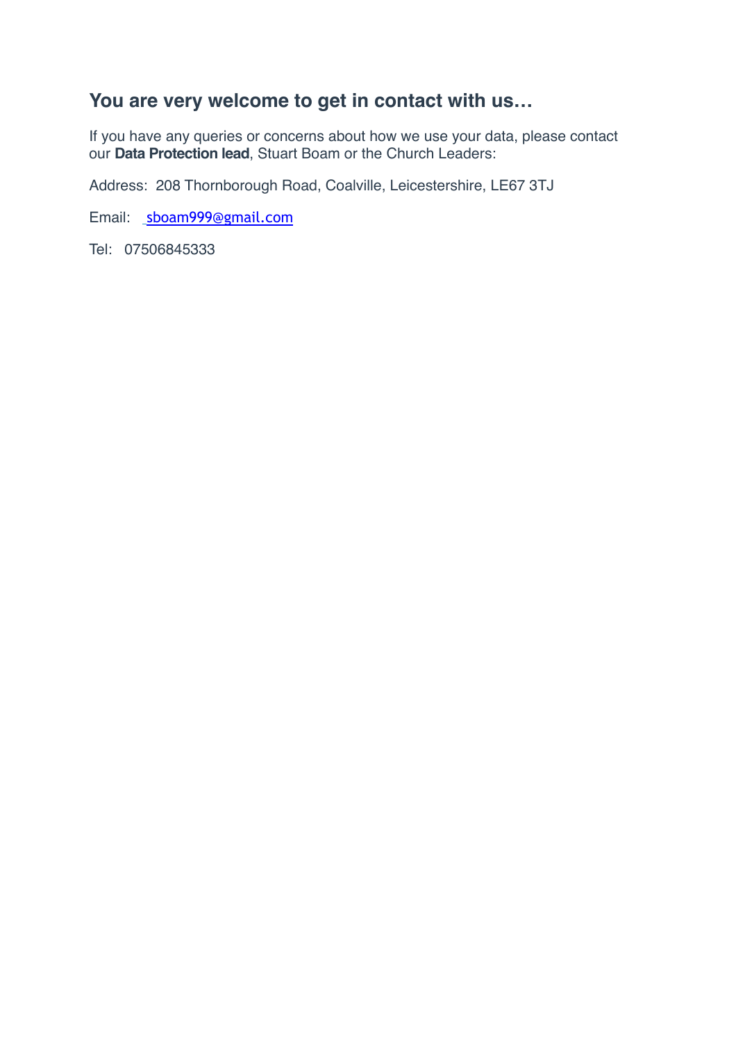## You are very welcome to get in contact with us…

If you have any queries or concerns about how we use your data, please contact our **Data Protection lead**, Stuart Boam or the Church Leaders:

Address: 208 Thornborough Road, Coalville, Leicestershire, LE67 3TJ

Email: sboam999@gmail.com

Tel: 07506845333